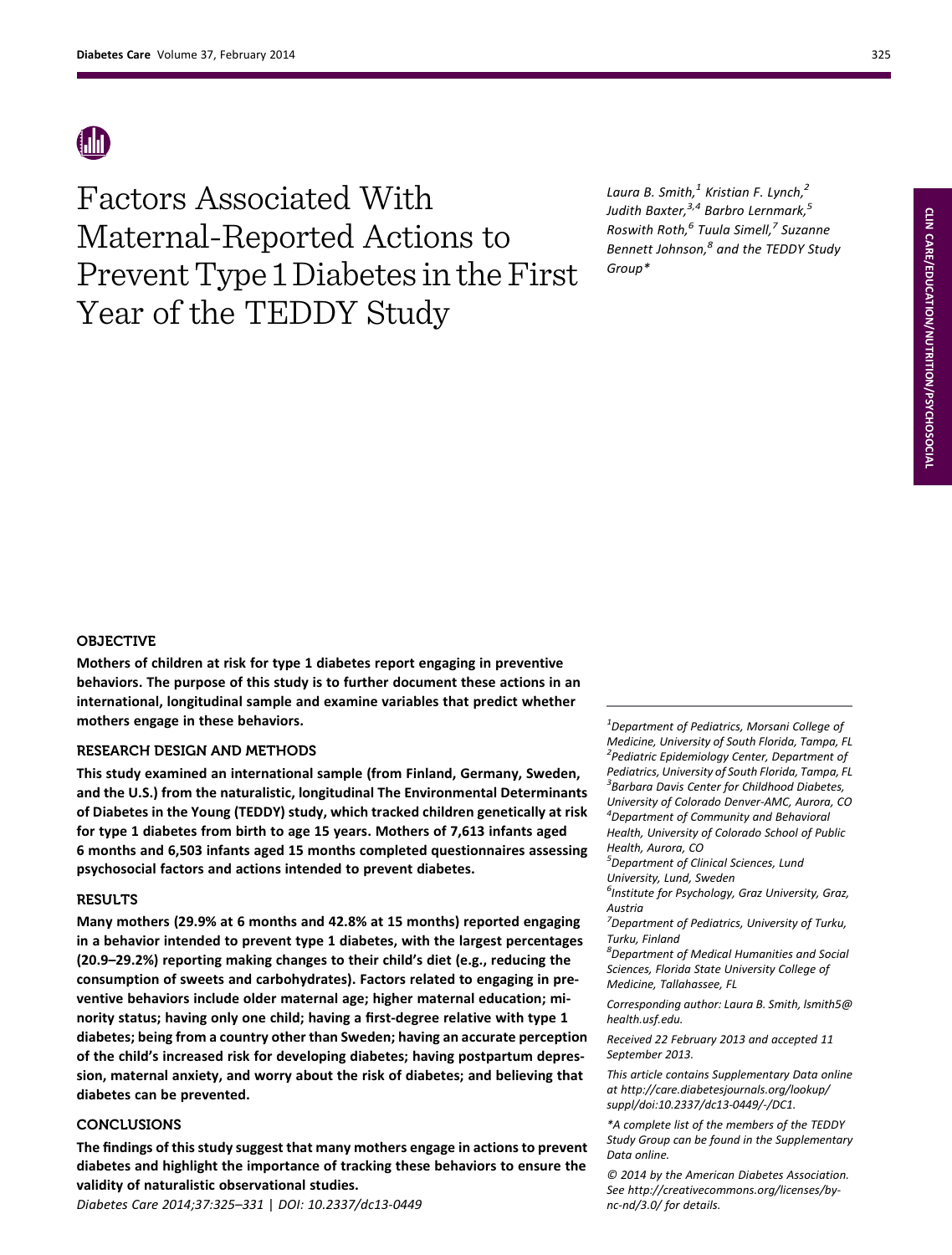# Factors Associated With Maternal-Reported Actions to Prevent Type 1 Diabetes in the First Year of the TEDDY Study

*Laura B. Smith,[1] Kristian F. Lynch,[2] Judith Baxter,[3,4] Barbro Lernmark,[5] Roswith Roth,[6] Tuula Simell,[7] Suzanne Bennett Johnson,[8] and the TEDDY Study Group\**

## OBJECTIVE

**Mothers of children at risk for type 1 diabetes report engaging in preventive behaviors. The purpose of this study is to further document these actions in an international, longitudinal sample and examine variables that predict whether mothers engage in these behaviors.**

## RESEARCH DESIGN AND METHODS

**This study examined an international sample (from Finland, Germany, Sweden, and the U.S.) from the naturalistic, longitudinal The Environmental Determinants of Diabetes in the Young (TEDDY) study, which tracked children genetically at risk for type 1 diabetes from birth to age 15 years. Mothers of 7,613 infants aged 6 months and 6,503 infants aged 15 months completed questionnaires assessing psychosocial factors and actions intended to prevent diabetes.**

## RESULTS

**Many mothers (29.9% at 6 months and 42.8% at 15 months) reported engaging in a behavior intended to prevent type 1 diabetes, with the largest percentages (20.9–29.2%) reporting making changes to their child's diet (e.g., reducing the consumption of sweets and carbohydrates). Factors related to engaging in preventive behaviors include older maternal age; higher maternal education; minority status; having only one child; having a first-degree relative with type 1 diabetes; being from a country other than Sweden; having an accurate perception of the child's increased risk for developing diabetes; having postpartum depression, maternal anxiety, and worry about the risk of diabetes; and believing that diabetes can be prevented.**

## CONCLUSIONS

**The findings of this study suggest that many mothers engage in actions to prevent diabetes and highlight the importance of tracking these behaviors to ensure the validity of naturalistic observational studies.**

*Diabetes Care 2014;37:325–331 | DOI: 10.2337/dc13-0449*

---

[1]Department of Pediatrics, Morsani College of Medicine, University of South Florida, Tampa, FL
[2]Pediatric Epidemiology Center, Department of Pediatrics, University of South Florida, Tampa, FL
[3]Barbara Davis Center for Childhood Diabetes, University of Colorado Denver-AMC, Aurora, CO
[4]Department of Community and Behavioral Health, University of Colorado School of Public Health, Aurora, CO
[5]Department of Clinical Sciences, Lund University, Lund, Sweden
[6]Institute for Psychology, Graz University, Graz, Austria
[7]Department of Pediatrics, University of Turku, Turku, Finland
[8]Department of Medical Humanities and Social Sciences, Florida State University College of Medicine, Tallahassee, FL

Corresponding author: Laura B. Smith, lsmith5@health.usf.edu.

Received 22 February 2013 and accepted 11 September 2013.

This article contains Supplementary Data online at http://care.diabetesjournals.org/lookup/suppl/doi:10.2337/dc13-0449/-/DC1.

\*A complete list of the members of the TEDDY Study Group can be found in the Supplementary Data online.

© 2014 by the American Diabetes Association. See http://creativecommons.org/licenses/by-nc-nd/3.0/ for details.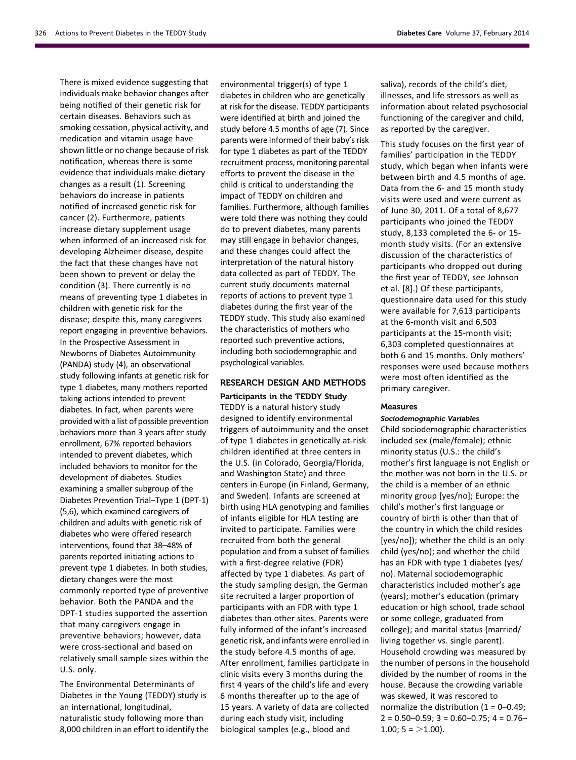There is mixed evidence suggesting that individuals make behavior changes after being notified of their genetic risk for certain diseases. Behaviors such as smoking cessation, physical activity, and medication and vitamin usage have shown little or no change because of risk notification, whereas there is some evidence that individuals make dietary changes as a result (1). Screening behaviors do increase in patients notified of increased genetic risk for cancer (2). Furthermore, patients increase dietary supplement usage when informed of an increased risk for developing Alzheimer disease, despite the fact that these changes have not been shown to prevent or delay the condition (3). There currently is no means of preventing type 1 diabetes in children with genetic risk for the disease; despite this, many caregivers report engaging in preventive behaviors. In the Prospective Assessment in Newborns of Diabetes Autoimmunity (PANDA) study (4), an observational study following infants at genetic risk for type 1 diabetes, many mothers reported taking actions intended to prevent diabetes. In fact, when parents were provided with a list of possible prevention behaviors more than 3 years after study enrollment, 67% reported behaviors intended to prevent diabetes, which included behaviors to monitor for the development of diabetes. Studies examining a smaller subgroup of the Diabetes Prevention Trial–Type 1 (DPT-1) (5,6), which examined caregivers of children and adults with genetic risk of diabetes who were offered research interventions, found that 38–48% of parents reported initiating actions to prevent type 1 diabetes. In both studies, dietary changes were the most commonly reported type of preventive behavior. Both the PANDA and the DPT-1 studies supported the assertion that many caregivers engage in preventive behaviors; however, data were cross-sectional and based on relatively small sample sizes within the U.S. only.

The Environmental Determinants of Diabetes in the Young (TEDDY) study is an international, longitudinal, naturalistic study following more than 8,000 children in an effort to identify the environmental trigger(s) of type 1 diabetes in children who are genetically at risk for the disease. TEDDY participants were identified at birth and joined the study before 4.5 months of age (7). Since parents were informed of their baby's risk for type 1 diabetes as part of the TEDDY recruitment process, monitoring parental efforts to prevent the disease in the child is critical to understanding the impact of TEDDY on children and families. Furthermore, although families were told there was nothing they could do to prevent diabetes, many parents may still engage in behavior changes, and these changes could affect the interpretation of the natural history data collected as part of TEDDY. The current study documents maternal reports of actions to prevent type 1 diabetes during the first year of the TEDDY study. This study also examined the characteristics of mothers who reported such preventive actions, including both sociodemographic and psychological variables.

## RESEARCH DESIGN AND METHODS

### Participants in the TEDDY Study

TEDDY is a natural history study designed to identify environmental triggers of autoimmunity and the onset of type 1 diabetes in genetically at-risk children identified at three centers in the U.S. (in Colorado, Georgia/Florida, and Washington State) and three centers in Europe (in Finland, Germany, and Sweden). Infants are screened at birth using HLA genotyping and families of infants eligible for HLA testing are invited to participate. Families were recruited from both the general population and from a subset of families with a first-degree relative (FDR) affected by type 1 diabetes. As part of the study sampling design, the German site recruited a larger proportion of participants with an FDR with type 1 diabetes than other sites. Parents were fully informed of the infant's increased genetic risk, and infants were enrolled in the study before 4.5 months of age. After enrollment, families participate in clinic visits every 3 months during the first 4 years of the child's life and every 6 months thereafter up to the age of 15 years. A variety of data are collected during each study visit, including biological samples (e.g., blood and saliva), records of the child's diet, illnesses, and life stressors as well as information about related psychosocial functioning of the caregiver and child, as reported by the caregiver.

This study focuses on the first year of families' participation in the TEDDY study, which began when infants were between birth and 4.5 months of age. Data from the 6- and 15 month study visits were used and were current as of June 30, 2011. Of a total of 8,677 participants who joined the TEDDY study, 8,133 completed the 6- or 15-month study visits. (For an extensive discussion of the characteristics of participants who dropped out during the first year of TEDDY, see Johnson et al. [8].) Of these participants, questionnaire data used for this study were available for 7,613 participants at the 6-month visit and 6,503 participants at the 15-month visit; 6,303 completed questionnaires at both 6 and 15 months. Only mothers' responses were used because mothers were most often identified as the primary caregiver.

### Measures

#### *Sociodemographic Variables*

Child sociodemographic characteristics included sex (male/female); ethnic minority status (U.S.: the child's mother's first language is not English or the mother was not born in the U.S. or the child is a member of an ethnic minority group [yes/no]; Europe: the child's mother's first language or country of birth is other than that of the country in which the child resides [yes/no]); whether the child is an only child (yes/no); and whether the child has an FDR with type 1 diabetes (yes/no). Maternal sociodemographic characteristics included mother's age (years); mother's education (primary education or high school, trade school or some college, graduated from college); and marital status (married/living together vs. single parent). Household crowding was measured by the number of persons in the household divided by the number of rooms in the house. Because the crowding variable was skewed, it was rescored to normalize the distribution (1 = 0–0.49; 2 = 0.50–0.59; 3 = 0.60–0.75; 4 = 0.76–1.00; 5 = >1.00).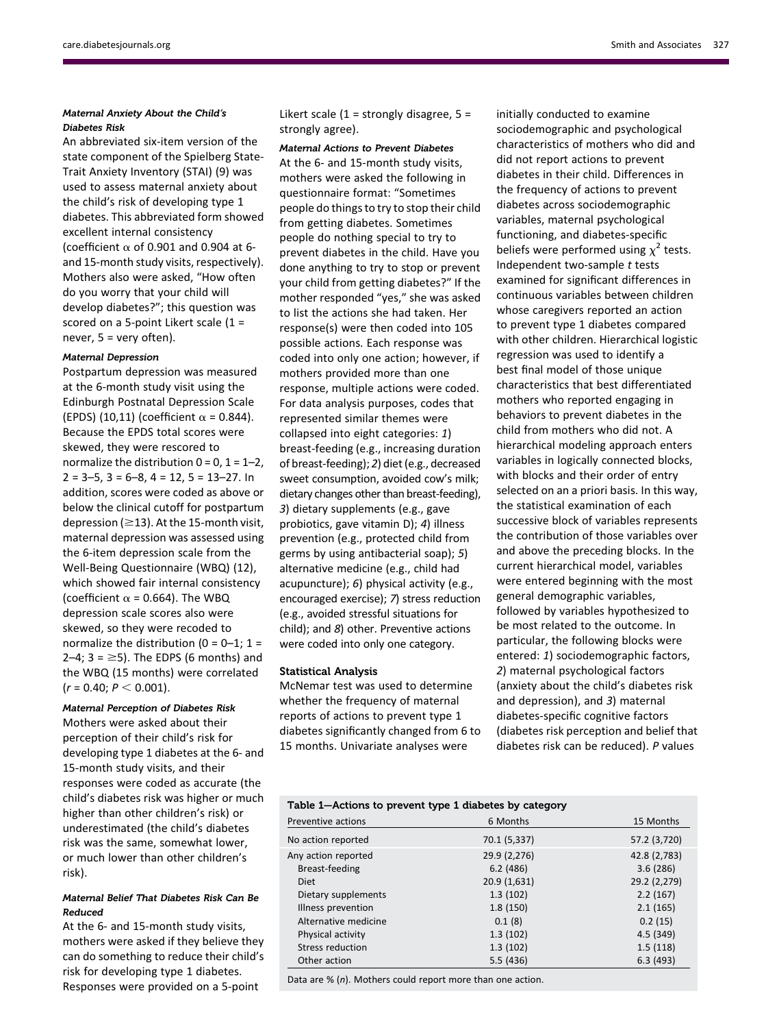### *Maternal Anxiety About the Child's Diabetes Risk*

An abbreviated six-item version of the state component of the Spielberg State-Trait Anxiety Inventory (STAI) (9) was used to assess maternal anxiety about the child's risk of developing type 1 diabetes. This abbreviated form showed excellent internal consistency (coefficient α of 0.901 and 0.904 at 6- and 15-month study visits, respectively). Mothers also were asked, "How often do you worry that your child will develop diabetes?"; this question was scored on a 5-point Likert scale (1 = never, 5 = very often).

### *Maternal Depression*

Postpartum depression was measured at the 6-month study visit using the Edinburgh Postnatal Depression Scale (EPDS) (10,11) (coefficient α = 0.844). Because the EPDS total scores were skewed, they were rescored to normalize the distribution 0 = 0, 1 = 1–2, 2 = 3–5, 3 = 6–8, 4 = 12, 5 = 13–27. In addition, scores were coded as above or below the clinical cutoff for postpartum depression (≥13). At the 15-month visit, maternal depression was assessed using the 6-item depression scale from the Well-Being Questionnaire (WBQ) (12), which showed fair internal consistency (coefficient α = 0.664). The WBQ depression scale scores also were skewed, so they were recoded to normalize the distribution (0 = 0–1; 1 = 2–4; 3 = ≥5). The EPDS (6 months) and the WBQ (15 months) were correlated ($r$ = 0.40; $P < 0.001$).

### *Maternal Perception of Diabetes Risk*

Mothers were asked about their perception of their child's risk for developing type 1 diabetes at the 6- and 15-month study visits, and their responses were coded as accurate (the child's diabetes risk was higher or much higher than other children's risk) or underestimated (the child's diabetes risk was the same, somewhat lower, or much lower than other children's risk).

### *Maternal Belief That Diabetes Risk Can Be Reduced*

At the 6- and 15-month study visits, mothers were asked if they believe they can do something to reduce their child's risk for developing type 1 diabetes. Responses were provided on a 5-point Likert scale (1 = strongly disagree, 5 = strongly agree).

### *Maternal Actions to Prevent Diabetes*

At the 6- and 15-month study visits, mothers were asked the following in questionnaire format: "Sometimes people do things to try to stop their child from getting diabetes. Sometimes people do nothing special to try to prevent diabetes in the child. Have you done anything to try to stop or prevent your child from getting diabetes?" If the mother responded "yes," she was asked to list the actions she had taken. Her response(s) were then coded into 105 possible actions. Each response was coded into only one action; however, if mothers provided more than one response, multiple actions were coded. For data analysis purposes, codes that represented similar themes were collapsed into eight categories: *1*) breast-feeding (e.g., increasing duration of breast-feeding); *2*) diet (e.g., decreased sweet consumption, avoided cow's milk; dietary changes other than breast-feeding), *3*) dietary supplements (e.g., gave probiotics, gave vitamin D); *4*) illness prevention (e.g., protected child from germs by using antibacterial soap); *5*) alternative medicine (e.g., child had acupuncture); *6*) physical activity (e.g., encouraged exercise); *7*) stress reduction (e.g., avoided stressful situations for child); and *8*) other. Preventive actions were coded into only one category.

## Statistical Analysis

McNemar test was used to determine whether the frequency of maternal reports of actions to prevent type 1 diabetes significantly changed from 6 to 15 months. Univariate analyses were initially conducted to examine sociodemographic and psychological characteristics of mothers who did and did not report actions to prevent diabetes in their child. Differences in the frequency of actions to prevent diabetes across sociodemographic variables, maternal psychological functioning, and diabetes-specific beliefs were performed using $\chi^2$ tests. Independent two-sample $t$ tests examined for significant differences in continuous variables between children whose caregivers reported an action to prevent type 1 diabetes compared with other children. Hierarchical logistic regression was used to identify a best final model of those unique characteristics that best differentiated mothers who reported engaging in behaviors to prevent diabetes in the child from mothers who did not. A hierarchical modeling approach enters variables in logically connected blocks, with blocks and their order of entry selected on an a priori basis. In this way, the statistical examination of each successive block of variables represents the contribution of those variables over and above the preceding blocks. In the current hierarchical model, variables were entered beginning with the most general demographic variables, followed by variables hypothesized to be most related to the outcome. In particular, the following blocks were entered: *1*) sociodemographic factors, *2*) maternal psychological factors (anxiety about the child's diabetes risk and depression), and *3*) maternal diabetes-specific cognitive factors (diabetes risk perception and belief that diabetes risk can be reduced). *P* values

**Table 1—Actions to prevent type 1 diabetes by category**

| Preventive actions | 6 Months | 15 Months |
|---|---|---|
| No action reported | 70.1 (5,337) | 57.2 (3,720) |
| Any action reported | 29.9 (2,276) | 42.8 (2,783) |
| Breast-feeding | 6.2 (486) | 3.6 (286) |
| Diet | 20.9 (1,631) | 29.2 (2,279) |
| Dietary supplements | 1.3 (102) | 2.2 (167) |
| Illness prevention | 1.8 (150) | 2.1 (165) |
| Alternative medicine | 0.1 (8) | 0.2 (15) |
| Physical activity | 1.3 (102) | 4.5 (349) |
| Stress reduction | 1.3 (102) | 1.5 (118) |
| Other action | 5.5 (436) | 6.3 (493) |

Data are % (*n*). Mothers could report more than one action.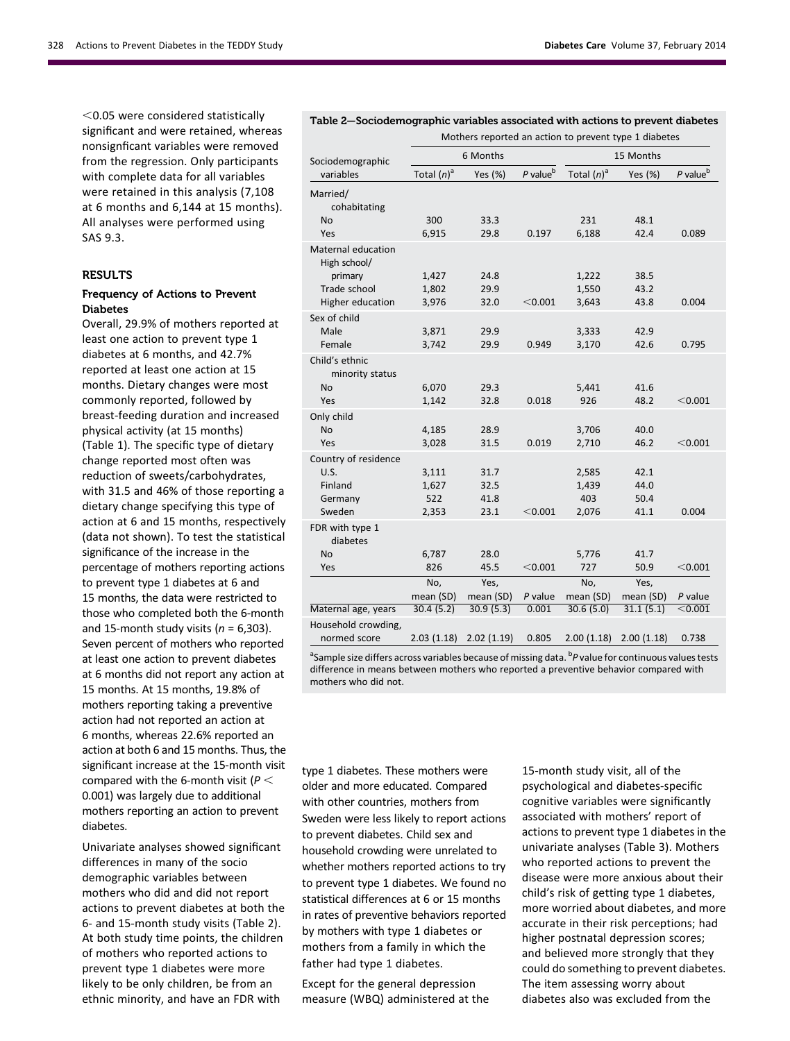<0.05 were considered statistically significant and were retained, whereas nonsignficant variables were removed from the regression. Only participants with complete data for all variables were retained in this analysis (7,108 at 6 months and 6,144 at 15 months). All analyses were performed using SAS 9.3.

## RESULTS

### Frequency of Actions to Prevent Diabetes

Overall, 29.9% of mothers reported at least one action to prevent type 1 diabetes at 6 months, and 42.7% reported at least one action at 15 months. Dietary changes were most commonly reported, followed by breast-feeding duration and increased physical activity (at 15 months) (Table 1). The specific type of dietary change reported most often was reduction of sweets/carbohydrates, with 31.5 and 46% of those reporting a dietary change specifying this type of action at 6 and 15 months, respectively (data not shown). To test the statistical significance of the increase in the percentage of mothers reporting actions to prevent type 1 diabetes at 6 and 15 months, the data were restricted to those who completed both the 6-month and 15-month study visits ($n$ = 6,303). Seven percent of mothers who reported at least one action to prevent diabetes at 6 months did not report any action at 15 months. At 15 months, 19.8% of mothers reporting taking a preventive action had not reported an action at 6 months, whereas 22.6% reported an action at both 6 and 15 months. Thus, the significant increase at the 15-month visit compared with the 6-month visit ($P <$ 0.001) was largely due to additional mothers reporting an action to prevent diabetes.

Univariate analyses showed significant differences in many of the socio demographic variables between mothers who did and did not report actions to prevent diabetes at both the 6- and 15-month study visits (Table 2). At both study time points, the children of mothers who reported actions to prevent type 1 diabetes were more likely to be only children, be from an ethnic minority, and have an FDR with type 1 diabetes. These mothers were older and more educated. Compared with other countries, mothers from Sweden were less likely to report actions to prevent diabetes. Child sex and household crowding were unrelated to whether mothers reported actions to try to prevent type 1 diabetes. We found no statistical differences at 6 or 15 months in rates of preventive behaviors reported by mothers with type 1 diabetes or mothers from a family in which the father had type 1 diabetes.

Except for the general depression measure (WBQ) administered at the 15-month study visit, all of the psychological and diabetes-specific cognitive variables were significantly associated with mothers' report of actions to prevent type 1 diabetes in the univariate analyses (Table 3). Mothers who reported actions to prevent the disease were more anxious about their child's risk of getting type 1 diabetes, more worried about diabetes, and more accurate in their risk perceptions; had higher postnatal depression scores; and believed more strongly that they could do something to prevent diabetes. The item assessing worry about diabetes also was excluded from the

**Table 2—Sociodemographic variables associated with actions to prevent diabetes**

| | Mothers reported an action to prevent type 1 diabetes | | | | | |
|---|---|---|---|---|---|---|
| | 6 Months | | | 15 Months | | |
| Sociodemographic variables | Total ($n$)[a] | Yes (%) | $P$ value[b] | Total ($n$)[a] | Yes (%) | $P$ value[b] |
| Married/cohabitating | | | | | | |
| No | 300 | 33.3 | | 231 | 48.1 | |
| Yes | 6,915 | 29.8 | 0.197 | 6,188 | 42.4 | 0.089 |
| Maternal education | | | | | | |
| High school/primary | 1,427 | 24.8 | | 1,222 | 38.5 | |
| Trade school | 1,802 | 29.9 | | 1,550 | 43.2 | |
| Higher education | 3,976 | 32.0 | <0.001 | 3,643 | 43.8 | 0.004 |
| Sex of child | | | | | | |
| Male | 3,871 | 29.9 | | 3,333 | 42.9 | |
| Female | 3,742 | 29.9 | 0.949 | 3,170 | 42.6 | 0.795 |
| Child's ethnic minority status | | | | | | |
| No | 6,070 | 29.3 | | 5,441 | 41.6 | |
| Yes | 1,142 | 32.8 | 0.018 | 926 | 48.2 | <0.001 |
| Only child | | | | | | |
| No | 4,185 | 28.9 | | 3,706 | 40.0 | |
| Yes | 3,028 | 31.5 | 0.019 | 2,710 | 46.2 | <0.001 |
| Country of residence | | | | | | |
| U.S. | 3,111 | 31.7 | | 2,585 | 42.1 | |
| Finland | 1,627 | 32.5 | | 1,439 | 44.0 | |
| Germany | 522 | 41.8 | | 403 | 50.4 | |
| Sweden | 2,353 | 23.1 | <0.001 | 2,076 | 41.1 | 0.004 |
| FDR with type 1 diabetes | | | | | | |
| No | 6,787 | 28.0 | | 5,776 | 41.7 | |
| Yes | 826 | 45.5 | <0.001 | 727 | 50.9 | <0.001 |
| | No, mean (SD) | Yes, mean (SD) | $P$ value | No, mean (SD) | Yes, mean (SD) | $P$ value |
| Maternal age, years | 30.4 (5.2) | 30.9 (5.3) | 0.001 | 30.6 (5.0) | 31.1 (5.1) | <0.001 |
| Household crowding, normed score | 2.03 (1.18) | 2.02 (1.19) | 0.805 | 2.00 (1.18) | 2.00 (1.18) | 0.738 |

[a]Sample size differs across variables because of missing data. [b]$P$ value for continuous values tests difference in means between mothers who reported a preventive behavior compared with mothers who did not.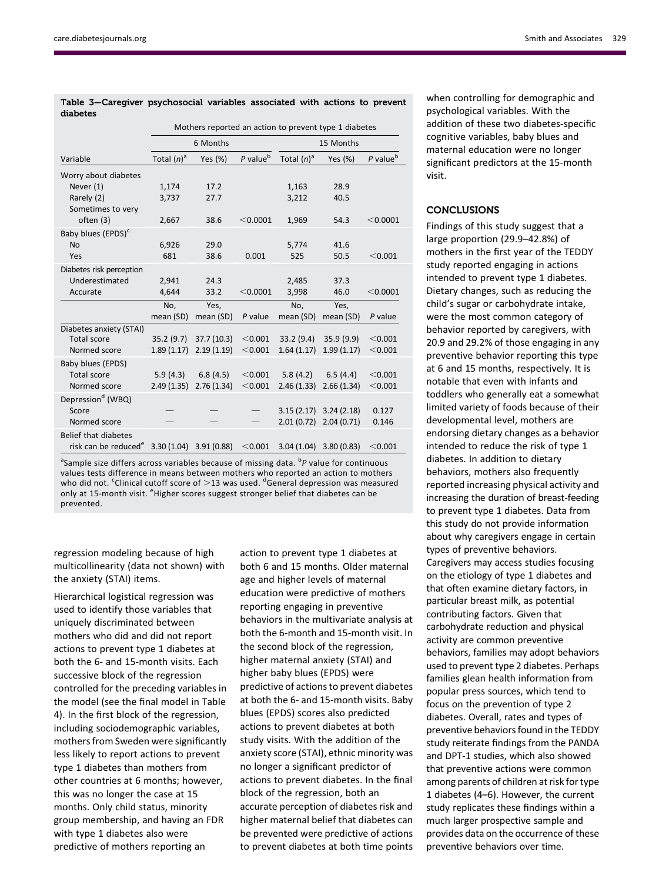**Table 3—Caregiver psychosocial variables associated with actions to prevent diabetes**

| Variable | Mothers reported an action to prevent type 1 diabetes | | | | | |
|---|---|---|---|---|---|---|
| | 6 Months | | | 15 Months | | |
| | Total ($n$)[a] | Yes (%) | $P$ value[b] | Total ($n$)[a] | Yes (%) | $P$ value[b] |
| Worry about diabetes | | | | | | |
| Never (1) | 1,174 | 17.2 | | 1,163 | 28.9 | |
| Rarely (2) | 3,737 | 27.7 | | 3,212 | 40.5 | |
| Sometimes to very often (3) | 2,667 | 38.6 | <0.0001 | 1,969 | 54.3 | <0.0001 |
| Baby blues (EPDS)[c] | | | | | | |
| No | 6,926 | 29.0 | | 5,774 | 41.6 | |
| Yes | 681 | 38.6 | 0.001 | 525 | 50.5 | <0.001 |
| Diabetes risk perception | | | | | | |
| Underestimated | 2,941 | 24.3 | | 2,485 | 37.3 | |
| Accurate | 4,644 | 33.2 | <0.0001 | 3,998 | 46.0 | <0.0001 |
| | No, mean (SD) | Yes, mean (SD) | $P$ value | No, mean (SD) | Yes, mean (SD) | $P$ value |
| Diabetes anxiety (STAI) | | | | | | |
| Total score | 35.2 (9.7) | 37.7 (10.3) | <0.001 | 33.2 (9.4) | 35.9 (9.9) | <0.001 |
| Normed score | 1.89 (1.17) | 2.19 (1.19) | <0.001 | 1.64 (1.17) | 1.99 (1.17) | <0.001 |
| Baby blues (EPDS) | | | | | | |
| Total score | 5.9 (4.3) | 6.8 (4.5) | <0.001 | 5.8 (4.2) | 6.5 (4.4) | <0.001 |
| Normed score | 2.49 (1.35) | 2.76 (1.34) | <0.001 | 2.46 (1.33) | 2.66 (1.34) | <0.001 |
| Depression[d] (WBQ) | | | | | | |
| Score | — | — | — | 3.15 (2.17) | 3.24 (2.18) | 0.127 |
| Normed score | — | — | — | 2.01 (0.72) | 2.04 (0.71) | 0.146 |
| Belief that diabetes risk can be reduced[e] | 3.30 (1.04) | 3.91 (0.88) | <0.001 | 3.04 (1.04) | 3.80 (0.83) | <0.001 |

[a]Sample size differs across variables because of missing data. [b]$P$ value for continuous values tests difference in means between mothers who reported an action to mothers who did not. [c]Clinical cutoff score of >13 was used. [d]General depression was measured only at 15-month visit. [e]Higher scores suggest stronger belief that diabetes can be prevented.

regression modeling because of high multicollinearity (data not shown) with the anxiety (STAI) items.

Hierarchical logistical regression was used to identify those variables that uniquely discriminated between mothers who did and did not report actions to prevent type 1 diabetes at both the 6- and 15-month visits. Each successive block of the regression controlled for the preceding variables in the model (see the final model in Table 4). In the first block of the regression, including sociodemographic variables, mothers from Sweden were significantly less likely to report actions to prevent type 1 diabetes than mothers from other countries at 6 months; however, this was no longer the case at 15 months. Only child status, minority group membership, and having an FDR with type 1 diabetes also were predictive of mothers reporting an action to prevent type 1 diabetes at both 6 and 15 months. Older maternal age and higher levels of maternal education were predictive of mothers reporting engaging in preventive behaviors in the multivariate analysis at both the 6-month and 15-month visit. In the second block of the regression, higher maternal anxiety (STAI) and higher baby blues (EPDS) were predictive of actions to prevent diabetes at both the 6- and 15-month visits. Baby blues (EPDS) scores also predicted actions to prevent diabetes at both study visits. With the addition of the anxiety score (STAI), ethnic minority was no longer a significant predictor of actions to prevent diabetes. In the final block of the regression, both an accurate perception of diabetes risk and higher maternal belief that diabetes can be prevented were predictive of actions to prevent diabetes at both time points when controlling for demographic and psychological variables. With the addition of these two diabetes-specific cognitive variables, baby blues and maternal education were no longer significant predictors at the 15-month visit.

## CONCLUSIONS

Findings of this study suggest that a large proportion (29.9–42.8%) of mothers in the first year of the TEDDY study reported engaging in actions intended to prevent type 1 diabetes. Dietary changes, such as reducing the child's sugar or carbohydrate intake, were the most common category of behavior reported by caregivers, with 20.9 and 29.2% of those engaging in any preventive behavior reporting this type at 6 and 15 months, respectively. It is notable that even with infants and toddlers who generally eat a somewhat limited variety of foods because of their developmental level, mothers are endorsing dietary changes as a behavior intended to reduce the risk of type 1 diabetes. In addition to dietary behaviors, mothers also frequently reported increasing physical activity and increasing the duration of breast-feeding to prevent type 1 diabetes. Data from this study do not provide information about why caregivers engage in certain types of preventive behaviors. Caregivers may access studies focusing on the etiology of type 1 diabetes and that often examine dietary factors, in particular breast milk, as potential contributing factors. Given that carbohydrate reduction and physical activity are common preventive behaviors, families may adopt behaviors used to prevent type 2 diabetes. Perhaps families glean health information from popular press sources, which tend to focus on the prevention of type 2 diabetes. Overall, rates and types of preventive behaviors found in the TEDDY study reiterate findings from the PANDA and DPT-1 studies, which also showed that preventive actions were common among parents of children at risk for type 1 diabetes (4–6). However, the current study replicates these findings within a much larger prospective sample and provides data on the occurrence of these preventive behaviors over time.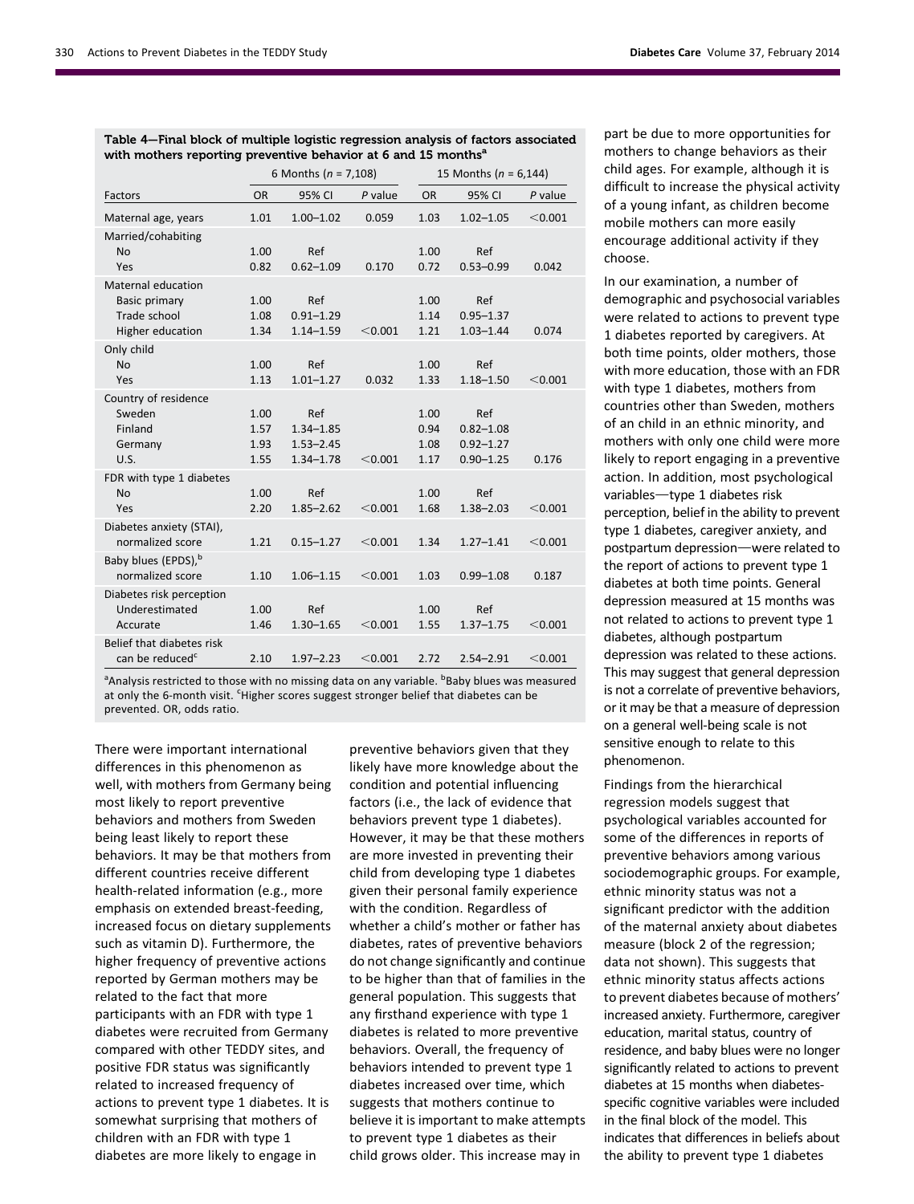**Table 4—Final block of multiple logistic regression analysis of factors associated with mothers reporting preventive behavior at 6 and 15 months[a]**

| Factors | 6 Months (n = 7,108) | | | 15 Months (n = 6,144) | | |
|---|---|---|---|---|---|---|
| | OR | 95% CI | P value | OR | 95% CI | P value |
| Maternal age, years | 1.01 | 1.00–1.02 | 0.059 | 1.03 | 1.02–1.05 | <0.001 |
| Married/cohabiting | | | | | | |
| No | 1.00 | Ref | | 1.00 | Ref | |
| Yes | 0.82 | 0.62–1.09 | 0.170 | 0.72 | 0.53–0.99 | 0.042 |
| Maternal education | | | | | | |
| Basic primary | 1.00 | Ref | | 1.00 | Ref | |
| Trade school | 1.08 | 0.91–1.29 | | 1.14 | 0.95–1.37 | |
| Higher education | 1.34 | 1.14–1.59 | <0.001 | 1.21 | 1.03–1.44 | 0.074 |
| Only child | | | | | | |
| No | 1.00 | Ref | | 1.00 | Ref | |
| Yes | 1.13 | 1.01–1.27 | 0.032 | 1.33 | 1.18–1.50 | <0.001 |
| Country of residence | | | | | | |
| Sweden | 1.00 | Ref | | 1.00 | Ref | |
| Finland | 1.57 | 1.34–1.85 | | 0.94 | 0.82–1.08 | |
| Germany | 1.93 | 1.53–2.45 | | 1.08 | 0.92–1.27 | |
| U.S. | 1.55 | 1.34–1.78 | <0.001 | 1.17 | 0.90–1.25 | 0.176 |
| FDR with type 1 diabetes | | | | | | |
| No | 1.00 | Ref | | 1.00 | Ref | |
| Yes | 2.20 | 1.85–2.62 | <0.001 | 1.68 | 1.38–2.03 | <0.001 |
| Diabetes anxiety (STAI), normalized score | 1.21 | 0.15–1.27 | <0.001 | 1.34 | 1.27–1.41 | <0.001 |
| Baby blues (EPDS),[b] normalized score | 1.10 | 1.06–1.15 | <0.001 | 1.03 | 0.99–1.08 | 0.187 |
| Diabetes risk perception | | | | | | |
| Underestimated | 1.00 | Ref | | 1.00 | Ref | |
| Accurate | 1.46 | 1.30–1.65 | <0.001 | 1.55 | 1.37–1.75 | <0.001 |
| Belief that diabetes risk can be reduced[c] | 2.10 | 1.97–2.23 | <0.001 | 2.72 | 2.54–2.91 | <0.001 |

[a]Analysis restricted to those with no missing data on any variable. [b]Baby blues was measured at only the 6-month visit. [c]Higher scores suggest stronger belief that diabetes can be prevented. OR, odds ratio.

There were important international differences in this phenomenon as well, with mothers from Germany being most likely to report preventive behaviors and mothers from Sweden being least likely to report these behaviors. It may be that mothers from different countries receive different health-related information (e.g., more emphasis on extended breast-feeding, increased focus on dietary supplements such as vitamin D). Furthermore, the higher frequency of preventive actions reported by German mothers may be related to the fact that more participants with an FDR with type 1 diabetes were recruited from Germany compared with other TEDDY sites, and positive FDR status was significantly related to increased frequency of actions to prevent type 1 diabetes. It is somewhat surprising that mothers of children with an FDR with type 1 diabetes are more likely to engage in preventive behaviors given that they likely have more knowledge about the condition and potential influencing factors (i.e., the lack of evidence that behaviors prevent type 1 diabetes). However, it may be that these mothers are more invested in preventing their child from developing type 1 diabetes given their personal family experience with the condition. Regardless of whether a child's mother or father has diabetes, rates of preventive behaviors do not change significantly and continue to be higher than that of families in the general population. This suggests that any firsthand experience with type 1 diabetes is related to more preventive behaviors. Overall, the frequency of behaviors intended to prevent type 1 diabetes increased over time, which suggests that mothers continue to believe it is important to make attempts to prevent type 1 diabetes as their child grows older. This increase may in part be due to more opportunities for mothers to change behaviors as their child ages. For example, although it is difficult to increase the physical activity of a young infant, as children become mobile mothers can more easily encourage additional activity if they choose.

In our examination, a number of demographic and psychosocial variables were related to actions to prevent type 1 diabetes reported by caregivers. At both time points, older mothers, those with more education, those with an FDR with type 1 diabetes, mothers from countries other than Sweden, mothers of an child in an ethnic minority, and mothers with only one child were more likely to report engaging in a preventive action. In addition, most psychological variables—type 1 diabetes risk perception, belief in the ability to prevent type 1 diabetes, caregiver anxiety, and postpartum depression—were related to the report of actions to prevent type 1 diabetes at both time points. General depression measured at 15 months was not related to actions to prevent type 1 diabetes, although postpartum depression was related to these actions. This may suggest that general depression is not a correlate of preventive behaviors, or it may be that a measure of depression on a general well-being scale is not sensitive enough to relate to this phenomenon.

Findings from the hierarchical regression models suggest that psychological variables accounted for some of the differences in reports of preventive behaviors among various sociodemographic groups. For example, ethnic minority status was not a significant predictor with the addition of the maternal anxiety about diabetes measure (block 2 of the regression; data not shown). This suggests that ethnic minority status affects actions to prevent diabetes because of mothers' increased anxiety. Furthermore, caregiver education, marital status, country of residence, and baby blues were no longer significantly related to actions to prevent diabetes at 15 months when diabetes-specific cognitive variables were included in the final block of the model. This indicates that differences in beliefs about the ability to prevent type 1 diabetes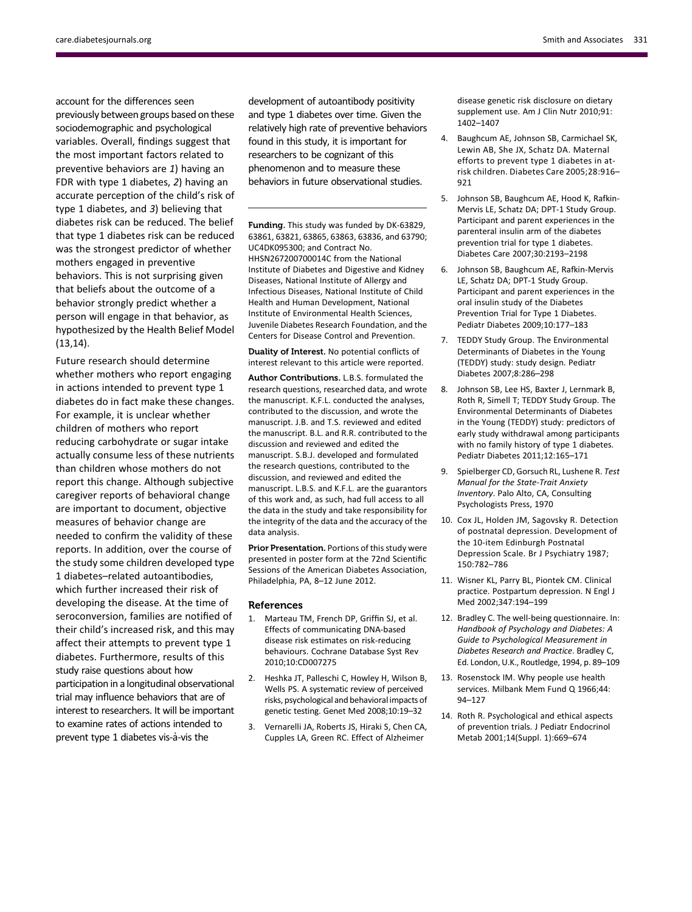account for the differences seen previously between groups based on these sociodemographic and psychological variables. Overall, findings suggest that the most important factors related to preventive behaviors are *1*) having an FDR with type 1 diabetes, *2*) having an accurate perception of the child's risk of type 1 diabetes, and *3*) believing that diabetes risk can be reduced. The belief that type 1 diabetes risk can be reduced was the strongest predictor of whether mothers engaged in preventive behaviors. This is not surprising given that beliefs about the outcome of a behavior strongly predict whether a person will engage in that behavior, as hypothesized by the Health Belief Model (13,14).

Future research should determine whether mothers who report engaging in actions intended to prevent type 1 diabetes do in fact make these changes. For example, it is unclear whether children of mothers who report reducing carbohydrate or sugar intake actually consume less of these nutrients than children whose mothers do not report this change. Although subjective caregiver reports of behavioral change are important to document, objective measures of behavior change are needed to confirm the validity of these reports. In addition, over the course of the study some children developed type 1 diabetes–related autoantibodies, which further increased their risk of developing the disease. At the time of seroconversion, families are notified of their child's increased risk, and this may affect their attempts to prevent type 1 diabetes. Furthermore, results of this study raise questions about how participation in a longitudinal observational trial may influence behaviors that are of interest to researchers. It will be important to examine rates of actions intended to prevent type 1 diabetes vis-à-vis the development of autoantibody positivity and type 1 diabetes over time. Given the relatively high rate of preventive behaviors found in this study, it is important for researchers to be cognizant of this phenomenon and to measure these behaviors in future observational studies.

---

**Funding.** This study was funded by DK-63829, 63861, 63821, 63865, 63863, 63836, and 63790; UC4DK095300; and Contract No. HHSN267200700014C from the National Institute of Diabetes and Digestive and Kidney Diseases, National Institute of Allergy and Infectious Diseases, National Institute of Child Health and Human Development, National Institute of Environmental Health Sciences, Juvenile Diabetes Research Foundation, and the Centers for Disease Control and Prevention.

**Duality of Interest.** No potential conflicts of interest relevant to this article were reported.

**Author Contributions.** L.B.S. formulated the research questions, researched data, and wrote the manuscript. K.F.L. conducted the analyses, contributed to the discussion, and wrote the manuscript. J.B. and T.S. reviewed and edited the manuscript. B.L. and R.R. contributed to the discussion and reviewed and edited the manuscript. S.B.J. developed and formulated the research questions, contributed to the discussion, and reviewed and edited the manuscript. L.B.S. and K.F.L. are the guarantors of this work and, as such, had full access to all the data in the study and take responsibility for the integrity of the data and the accuracy of the data analysis.

**Prior Presentation.** Portions of this study were presented in poster form at the 72nd Scientific Sessions of the American Diabetes Association, Philadelphia, PA, 8–12 June 2012.

## References

1. Marteau TM, French DP, Griffin SJ, et al. Effects of communicating DNA-based disease risk estimates on risk-reducing behaviours. Cochrane Database Syst Rev 2010;10:CD007275
2. Heshka JT, Palleschi C, Howley H, Wilson B, Wells PS. A systematic review of perceived risks, psychological and behavioral impacts of genetic testing. Genet Med 2008;10:19–32
3. Vernarelli JA, Roberts JS, Hiraki S, Chen CA, Cupples LA, Green RC. Effect of Alzheimer disease genetic risk disclosure on dietary supplement use. Am J Clin Nutr 2010;91: 1402–1407
4. Baughcum AE, Johnson SB, Carmichael SK, Lewin AB, She JX, Schatz DA. Maternal efforts to prevent type 1 diabetes in at-risk children. Diabetes Care 2005;28:916–921
5. Johnson SB, Baughcum AE, Hood K, Rafkin-Mervis LE, Schatz DA; DPT-1 Study Group. Participant and parent experiences in the parenteral insulin arm of the diabetes prevention trial for type 1 diabetes. Diabetes Care 2007;30:2193–2198
6. Johnson SB, Baughcum AE, Rafkin-Mervis LE, Schatz DA; DPT-1 Study Group. Participant and parent experiences in the oral insulin study of the Diabetes Prevention Trial for Type 1 Diabetes. Pediatr Diabetes 2009;10:177–183
7. TEDDY Study Group. The Environmental Determinants of Diabetes in the Young (TEDDY) study: study design. Pediatr Diabetes 2007;8:286–298
8. Johnson SB, Lee HS, Baxter J, Lernmark B, Roth R, Simell T; TEDDY Study Group. The Environmental Determinants of Diabetes in the Young (TEDDY) study: predictors of early study withdrawal among participants with no family history of type 1 diabetes. Pediatr Diabetes 2011;12:165–171
9. Spielberger CD, Gorsuch RL, Lushene R. *Test Manual for the State-Trait Anxiety Inventory*. Palo Alto, CA, Consulting Psychologists Press, 1970
10. Cox JL, Holden JM, Sagovsky R. Detection of postnatal depression. Development of the 10-item Edinburgh Postnatal Depression Scale. Br J Psychiatry 1987; 150:782–786
11. Wisner KL, Parry BL, Piontek CM. Clinical practice. Postpartum depression. N Engl J Med 2002;347:194–199
12. Bradley C. The well-being questionnaire. In: *Handbook of Psychology and Diabetes: A Guide to Psychological Measurement in Diabetes Research and Practice*. Bradley C, Ed. London, U.K., Routledge, 1994, p. 89–109
13. Rosenstock IM. Why people use health services. Milbank Mem Fund Q 1966;44: 94–127
14. Roth R. Psychological and ethical aspects of prevention trials. J Pediatr Endocrinol Metab 2001;14(Suppl. 1):669–674